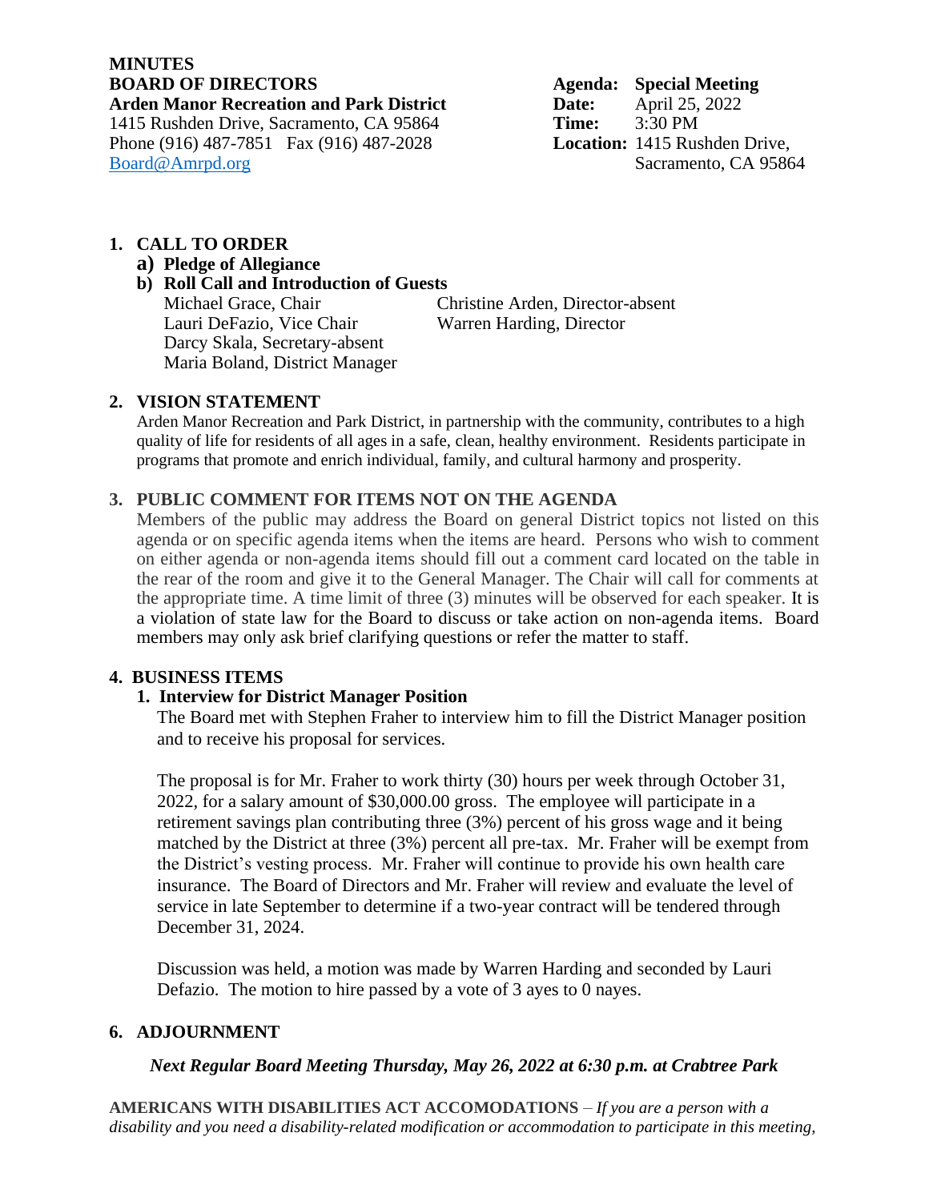**MINUTES**
**BOARD OF DIRECTORS**
**Arden Manor Recreation and Park District**
1415 Rushden Drive, Sacramento, CA 95864
Phone (916) 487-7851 Fax (916) 487-2028
Board@Amrpd.org

**Agenda:** **Special Meeting**
**Date:** April 25, 2022
**Time:** 3:30 PM
**Location:** 1415 Rushden Drive, Sacramento, CA 95864

## 1. CALL TO ORDER

a) **Pledge of Allegiance**

b) **Roll Call and Introduction of Guests**

Michael Grace, Chair
Lauri DeFazio, Vice Chair
Darcy Skala, Secretary-absent
Maria Boland, District Manager
Christine Arden, Director-absent
Warren Harding, Director

## 2. VISION STATEMENT

Arden Manor Recreation and Park District, in partnership with the community, contributes to a high quality of life for residents of all ages in a safe, clean, healthy environment. Residents participate in programs that promote and enrich individual, family, and cultural harmony and prosperity.

## 3. PUBLIC COMMENT FOR ITEMS NOT ON THE AGENDA

Members of the public may address the Board on general District topics not listed on this agenda or on specific agenda items when the items are heard. Persons who wish to comment on either agenda or non-agenda items should fill out a comment card located on the table in the rear of the room and give it to the General Manager. The Chair will call for comments at the appropriate time. A time limit of three (3) minutes will be observed for each speaker. It is a violation of state law for the Board to discuss or take action on non-agenda items. Board members may only ask brief clarifying questions or refer the matter to staff.

## 4. BUSINESS ITEMS

### 1. Interview for District Manager Position

The Board met with Stephen Fraher to interview him to fill the District Manager position and to receive his proposal for services.

The proposal is for Mr. Fraher to work thirty (30) hours per week through October 31, 2022, for a salary amount of $30,000.00 gross. The employee will participate in a retirement savings plan contributing three (3%) percent of his gross wage and it being matched by the District at three (3%) percent all pre-tax. Mr. Fraher will be exempt from the District's vesting process. Mr. Fraher will continue to provide his own health care insurance. The Board of Directors and Mr. Fraher will review and evaluate the level of service in late September to determine if a two-year contract will be tendered through December 31, 2024.

Discussion was held, a motion was made by Warren Harding and seconded by Lauri Defazio. The motion to hire passed by a vote of 3 ayes to 0 nayes.

## 6. ADJOURNMENT

***Next Regular Board Meeting Thursday, May 26, 2022 at 6:30 p.m. at Crabtree Park***

**AMERICANS WITH DISABILITIES ACT ACCOMODATIONS** – *If you are a person with a disability and you need a disability-related modification or accommodation to participate in this meeting,*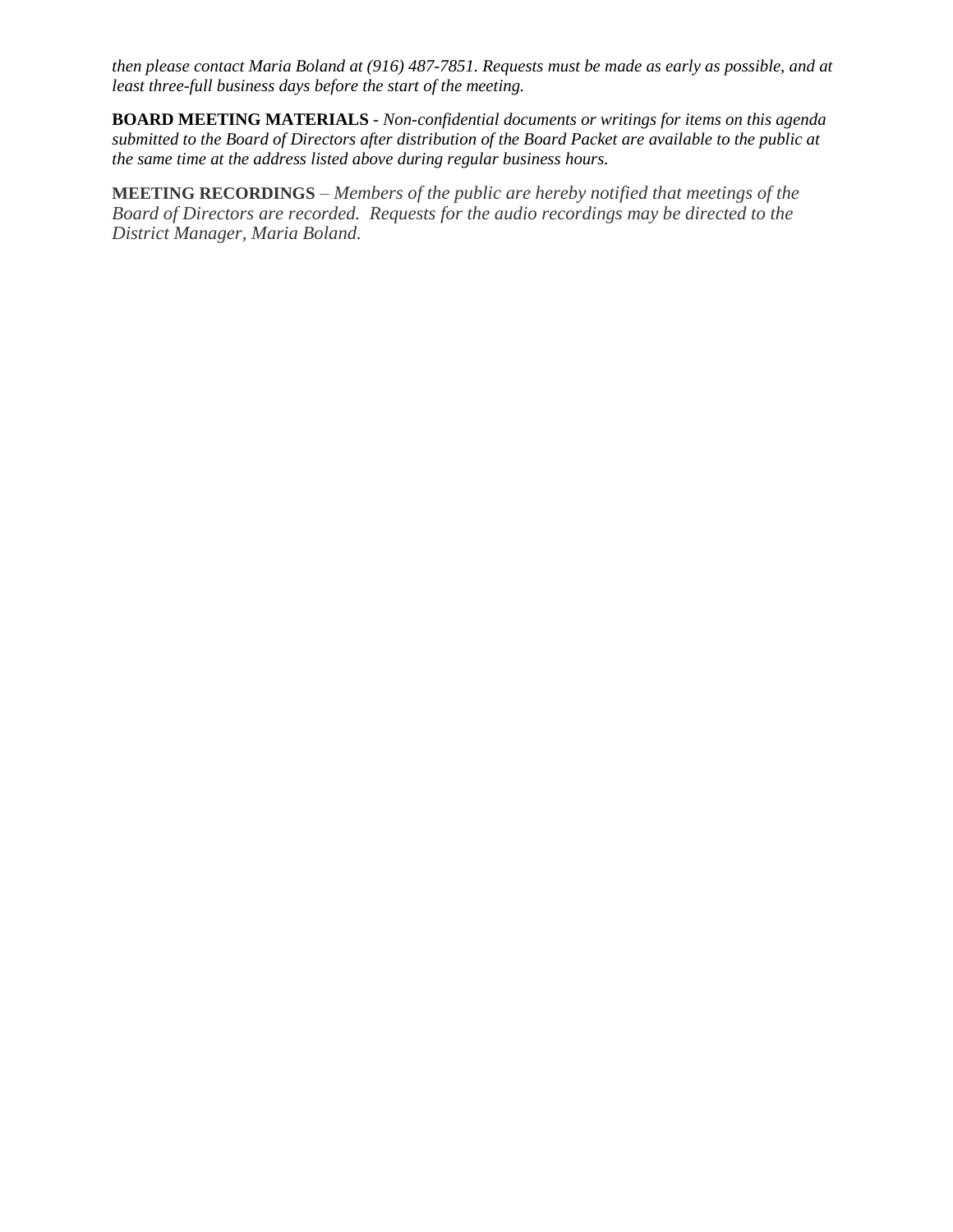*then please contact Maria Boland at (916) 487-7851. Requests must be made as early as possible, and at least three-full business days before the start of the meeting.*

**BOARD MEETING MATERIALS** - *Non-confidential documents or writings for items on this agenda submitted to the Board of Directors after distribution of the Board Packet are available to the public at the same time at the address listed above during regular business hours.*

**MEETING RECORDINGS** – *Members of the public are hereby notified that meetings of the Board of Directors are recorded. Requests for the audio recordings may be directed to the District Manager, Maria Boland.*